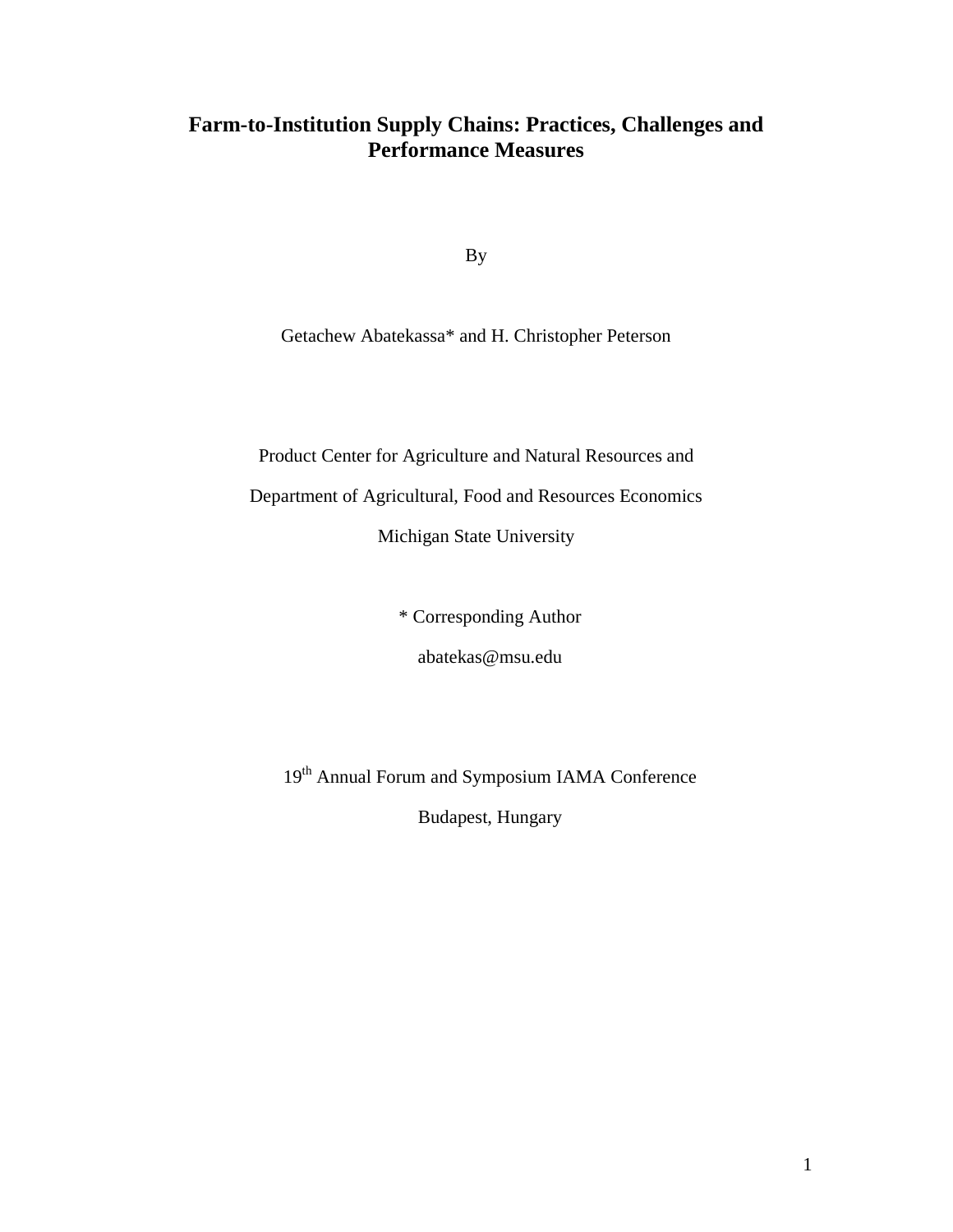# Farm-to-Institution Supply Chains: Practices, Challenges and Performance Measures

By

Getachew Abatekassa* and H. Christopher Peterson

Product Center for Agriculture and Natural Resources and

Department of Agricultural, Food and Resources Economics

Michigan State University

* Corresponding Author

abatekas@msu.edu

19th Annual Forum and Symposium IAMA Conference

Budapest, Hungary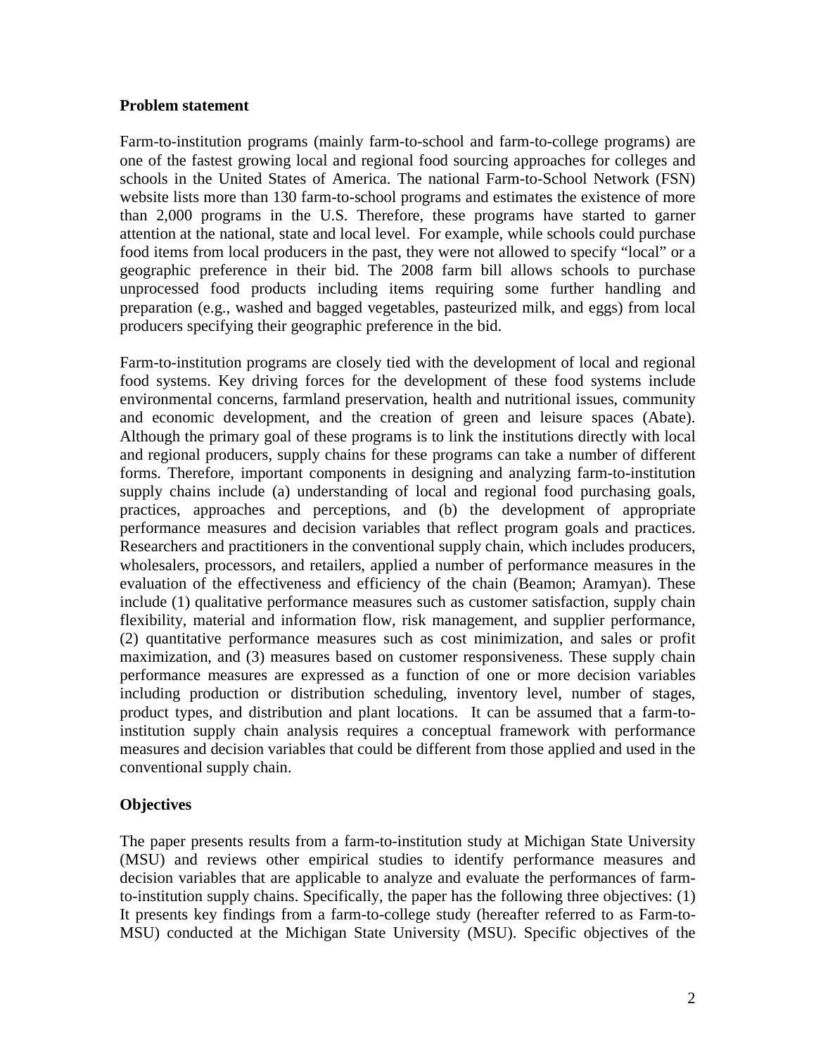**Problem statement**

Farm-to-institution programs (mainly farm-to-school and farm-to-college programs) are one of the fastest growing local and regional food sourcing approaches for colleges and schools in the United States of America. The national Farm-to-School Network (FSN) website lists more than 130 farm-to-school programs and estimates the existence of more than 2,000 programs in the U.S. Therefore, these programs have started to garner attention at the national, state and local level. For example, while schools could purchase food items from local producers in the past, they were not allowed to specify "local" or a geographic preference in their bid. The 2008 farm bill allows schools to purchase unprocessed food products including items requiring some further handling and preparation (e.g., washed and bagged vegetables, pasteurized milk, and eggs) from local producers specifying their geographic preference in the bid.

Farm-to-institution programs are closely tied with the development of local and regional food systems. Key driving forces for the development of these food systems include environmental concerns, farmland preservation, health and nutritional issues, community and economic development, and the creation of green and leisure spaces (Abate). Although the primary goal of these programs is to link the institutions directly with local and regional producers, supply chains for these programs can take a number of different forms. Therefore, important components in designing and analyzing farm-to-institution supply chains include (a) understanding of local and regional food purchasing goals, practices, approaches and perceptions, and (b) the development of appropriate performance measures and decision variables that reflect program goals and practices. Researchers and practitioners in the conventional supply chain, which includes producers, wholesalers, processors, and retailers, applied a number of performance measures in the evaluation of the effectiveness and efficiency of the chain (Beamon; Aramyan). These include (1) qualitative performance measures such as customer satisfaction, supply chain flexibility, material and information flow, risk management, and supplier performance, (2) quantitative performance measures such as cost minimization, and sales or profit maximization, and (3) measures based on customer responsiveness. These supply chain performance measures are expressed as a function of one or more decision variables including production or distribution scheduling, inventory level, number of stages, product types, and distribution and plant locations. It can be assumed that a farm-to-institution supply chain analysis requires a conceptual framework with performance measures and decision variables that could be different from those applied and used in the conventional supply chain.

**Objectives**

The paper presents results from a farm-to-institution study at Michigan State University (MSU) and reviews other empirical studies to identify performance measures and decision variables that are applicable to analyze and evaluate the performances of farm-to-institution supply chains. Specifically, the paper has the following three objectives: (1) It presents key findings from a farm-to-college study (hereafter referred to as Farm-to-MSU) conducted at the Michigan State University (MSU). Specific objectives of the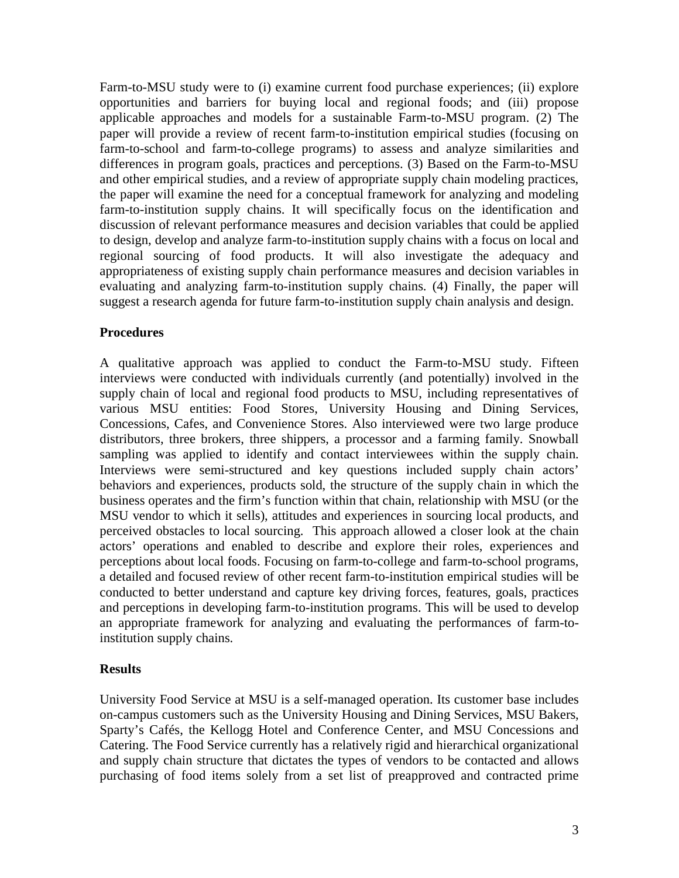Farm-to-MSU study were to (i) examine current food purchase experiences; (ii) explore opportunities and barriers for buying local and regional foods; and (iii) propose applicable approaches and models for a sustainable Farm-to-MSU program. (2) The paper will provide a review of recent farm-to-institution empirical studies (focusing on farm-to-school and farm-to-college programs) to assess and analyze similarities and differences in program goals, practices and perceptions. (3) Based on the Farm-to-MSU and other empirical studies, and a review of appropriate supply chain modeling practices, the paper will examine the need for a conceptual framework for analyzing and modeling farm-to-institution supply chains. It will specifically focus on the identification and discussion of relevant performance measures and decision variables that could be applied to design, develop and analyze farm-to-institution supply chains with a focus on local and regional sourcing of food products. It will also investigate the adequacy and appropriateness of existing supply chain performance measures and decision variables in evaluating and analyzing farm-to-institution supply chains. (4) Finally, the paper will suggest a research agenda for future farm-to-institution supply chain analysis and design.

**Procedures**

A qualitative approach was applied to conduct the Farm-to-MSU study. Fifteen interviews were conducted with individuals currently (and potentially) involved in the supply chain of local and regional food products to MSU, including representatives of various MSU entities: Food Stores, University Housing and Dining Services, Concessions, Cafes, and Convenience Stores. Also interviewed were two large produce distributors, three brokers, three shippers, a processor and a farming family. Snowball sampling was applied to identify and contact interviewees within the supply chain. Interviews were semi-structured and key questions included supply chain actors' behaviors and experiences, products sold, the structure of the supply chain in which the business operates and the firm's function within that chain, relationship with MSU (or the MSU vendor to which it sells), attitudes and experiences in sourcing local products, and perceived obstacles to local sourcing. This approach allowed a closer look at the chain actors' operations and enabled to describe and explore their roles, experiences and perceptions about local foods. Focusing on farm-to-college and farm-to-school programs, a detailed and focused review of other recent farm-to-institution empirical studies will be conducted to better understand and capture key driving forces, features, goals, practices and perceptions in developing farm-to-institution programs. This will be used to develop an appropriate framework for analyzing and evaluating the performances of farm-to-institution supply chains.

**Results**

University Food Service at MSU is a self-managed operation. Its customer base includes on-campus customers such as the University Housing and Dining Services, MSU Bakers, Sparty's Cafés, the Kellogg Hotel and Conference Center, and MSU Concessions and Catering. The Food Service currently has a relatively rigid and hierarchical organizational and supply chain structure that dictates the types of vendors to be contacted and allows purchasing of food items solely from a set list of preapproved and contracted prime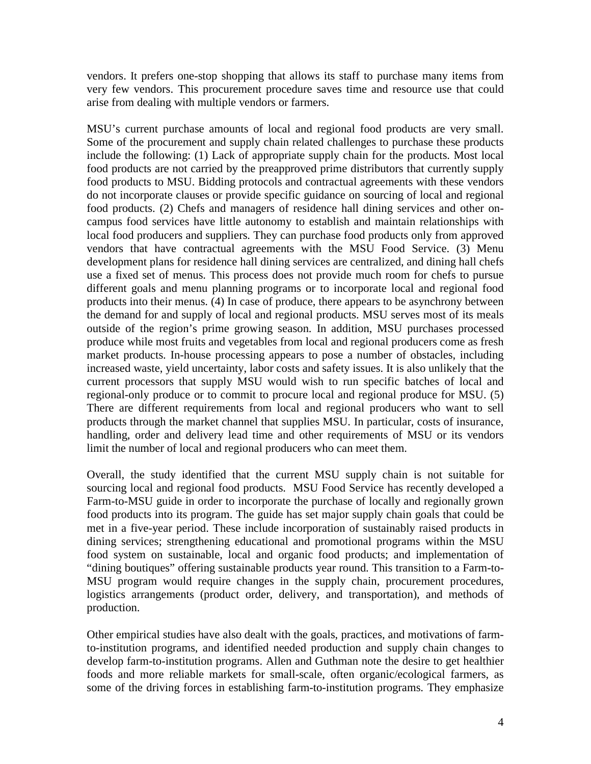vendors. It prefers one-stop shopping that allows its staff to purchase many items from very few vendors. This procurement procedure saves time and resource use that could arise from dealing with multiple vendors or farmers.

MSU's current purchase amounts of local and regional food products are very small. Some of the procurement and supply chain related challenges to purchase these products include the following: (1) Lack of appropriate supply chain for the products. Most local food products are not carried by the preapproved prime distributors that currently supply food products to MSU. Bidding protocols and contractual agreements with these vendors do not incorporate clauses or provide specific guidance on sourcing of local and regional food products. (2) Chefs and managers of residence hall dining services and other on-campus food services have little autonomy to establish and maintain relationships with local food producers and suppliers. They can purchase food products only from approved vendors that have contractual agreements with the MSU Food Service. (3) Menu development plans for residence hall dining services are centralized, and dining hall chefs use a fixed set of menus. This process does not provide much room for chefs to pursue different goals and menu planning programs or to incorporate local and regional food products into their menus. (4) In case of produce, there appears to be asynchrony between the demand for and supply of local and regional products. MSU serves most of its meals outside of the region's prime growing season. In addition, MSU purchases processed produce while most fruits and vegetables from local and regional producers come as fresh market products. In-house processing appears to pose a number of obstacles, including increased waste, yield uncertainty, labor costs and safety issues. It is also unlikely that the current processors that supply MSU would wish to run specific batches of local and regional-only produce or to commit to procure local and regional produce for MSU. (5) There are different requirements from local and regional producers who want to sell products through the market channel that supplies MSU. In particular, costs of insurance, handling, order and delivery lead time and other requirements of MSU or its vendors limit the number of local and regional producers who can meet them.

Overall, the study identified that the current MSU supply chain is not suitable for sourcing local and regional food products. MSU Food Service has recently developed a Farm-to-MSU guide in order to incorporate the purchase of locally and regionally grown food products into its program. The guide has set major supply chain goals that could be met in a five-year period. These include incorporation of sustainably raised products in dining services; strengthening educational and promotional programs within the MSU food system on sustainable, local and organic food products; and implementation of "dining boutiques" offering sustainable products year round. This transition to a Farm-to-MSU program would require changes in the supply chain, procurement procedures, logistics arrangements (product order, delivery, and transportation), and methods of production.

Other empirical studies have also dealt with the goals, practices, and motivations of farm-to-institution programs, and identified needed production and supply chain changes to develop farm-to-institution programs. Allen and Guthman note the desire to get healthier foods and more reliable markets for small-scale, often organic/ecological farmers, as some of the driving forces in establishing farm-to-institution programs. They emphasize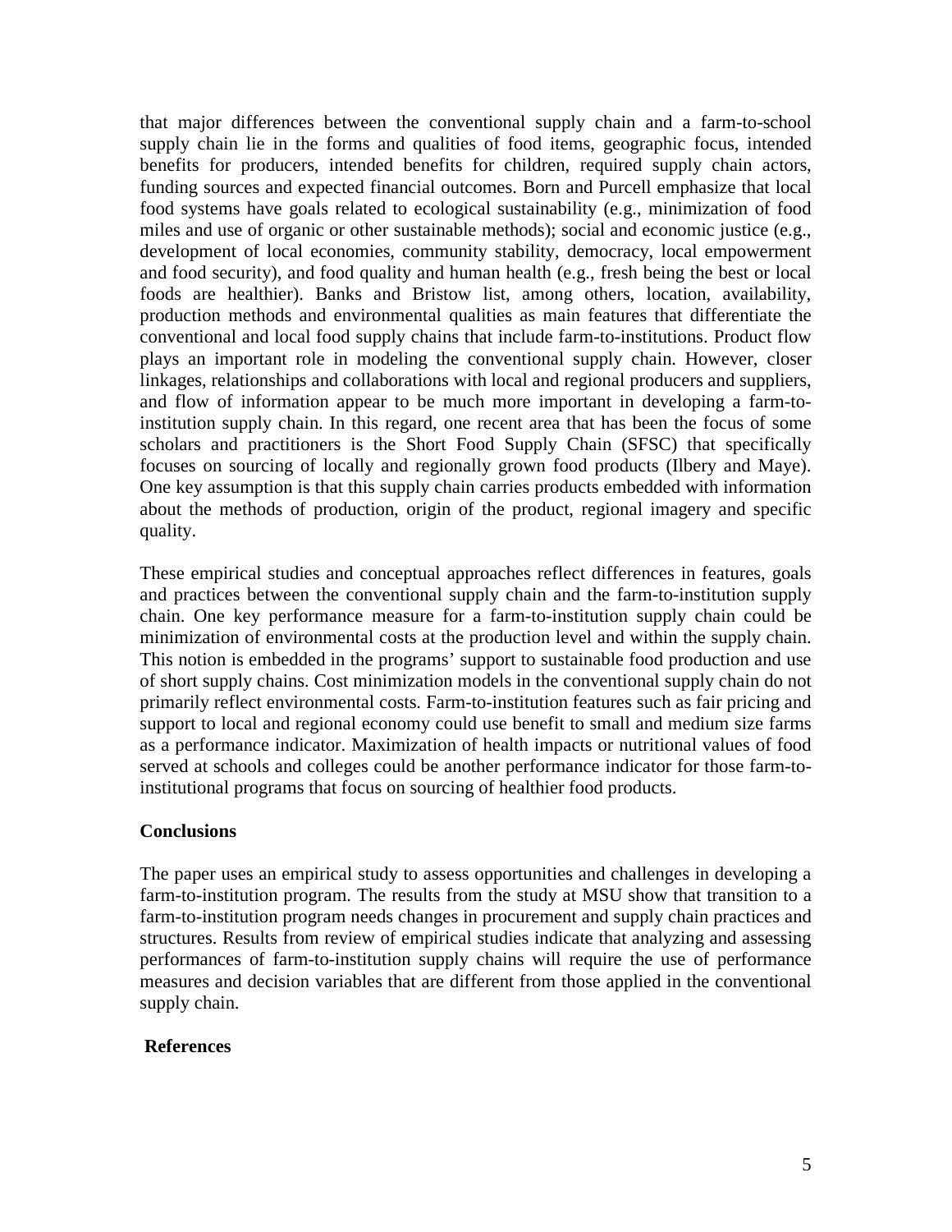that major differences between the conventional supply chain and a farm-to-school supply chain lie in the forms and qualities of food items, geographic focus, intended benefits for producers, intended benefits for children, required supply chain actors, funding sources and expected financial outcomes. Born and Purcell emphasize that local food systems have goals related to ecological sustainability (e.g., minimization of food miles and use of organic or other sustainable methods); social and economic justice (e.g., development of local economies, community stability, democracy, local empowerment and food security), and food quality and human health (e.g., fresh being the best or local foods are healthier). Banks and Bristow list, among others, location, availability, production methods and environmental qualities as main features that differentiate the conventional and local food supply chains that include farm-to-institutions. Product flow plays an important role in modeling the conventional supply chain. However, closer linkages, relationships and collaborations with local and regional producers and suppliers, and flow of information appear to be much more important in developing a farm-to-institution supply chain. In this regard, one recent area that has been the focus of some scholars and practitioners is the Short Food Supply Chain (SFSC) that specifically focuses on sourcing of locally and regionally grown food products (Ilbery and Maye). One key assumption is that this supply chain carries products embedded with information about the methods of production, origin of the product, regional imagery and specific quality.

These empirical studies and conceptual approaches reflect differences in features, goals and practices between the conventional supply chain and the farm-to-institution supply chain. One key performance measure for a farm-to-institution supply chain could be minimization of environmental costs at the production level and within the supply chain. This notion is embedded in the programs' support to sustainable food production and use of short supply chains. Cost minimization models in the conventional supply chain do not primarily reflect environmental costs. Farm-to-institution features such as fair pricing and support to local and regional economy could use benefit to small and medium size farms as a performance indicator. Maximization of health impacts or nutritional values of food served at schools and colleges could be another performance indicator for those farm-to-institutional programs that focus on sourcing of healthier food products.

## Conclusions

The paper uses an empirical study to assess opportunities and challenges in developing a farm-to-institution program. The results from the study at MSU show that transition to a farm-to-institution program needs changes in procurement and supply chain practices and structures. Results from review of empirical studies indicate that analyzing and assessing performances of farm-to-institution supply chains will require the use of performance measures and decision variables that are different from those applied in the conventional supply chain.

## References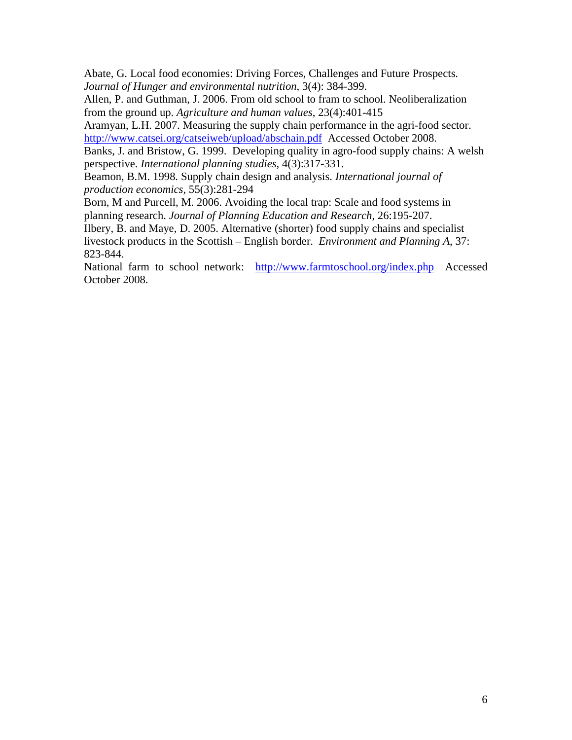Abate, G. Local food economies: Driving Forces, Challenges and Future Prospects. *Journal of Hunger and environmental nutrition*, 3(4): 384-399.

Allen, P. and Guthman, J. 2006. From old school to fram to school. Neoliberalization from the ground up. *Agriculture and human values*, 23(4):401-415

Aramyan, L.H. 2007. Measuring the supply chain performance in the agri-food sector. http://www.catsei.org/catseiweb/upload/abschain.pdf Accessed October 2008.

Banks, J. and Bristow, G. 1999. Developing quality in agro-food supply chains: A welsh perspective. *International planning studies*, 4(3):317-331.

Beamon, B.M. 1998. Supply chain design and analysis. *International journal of production economics*, 55(3):281-294

Born, M and Purcell, M. 2006. Avoiding the local trap: Scale and food systems in planning research. *Journal of Planning Education and Research*, 26:195-207.

Ilbery, B. and Maye, D. 2005. Alternative (shorter) food supply chains and specialist livestock products in the Scottish – English border. *Environment and Planning A*, 37: 823-844.

National farm to school network: http://www.farmtoschool.org/index.php Accessed October 2008.